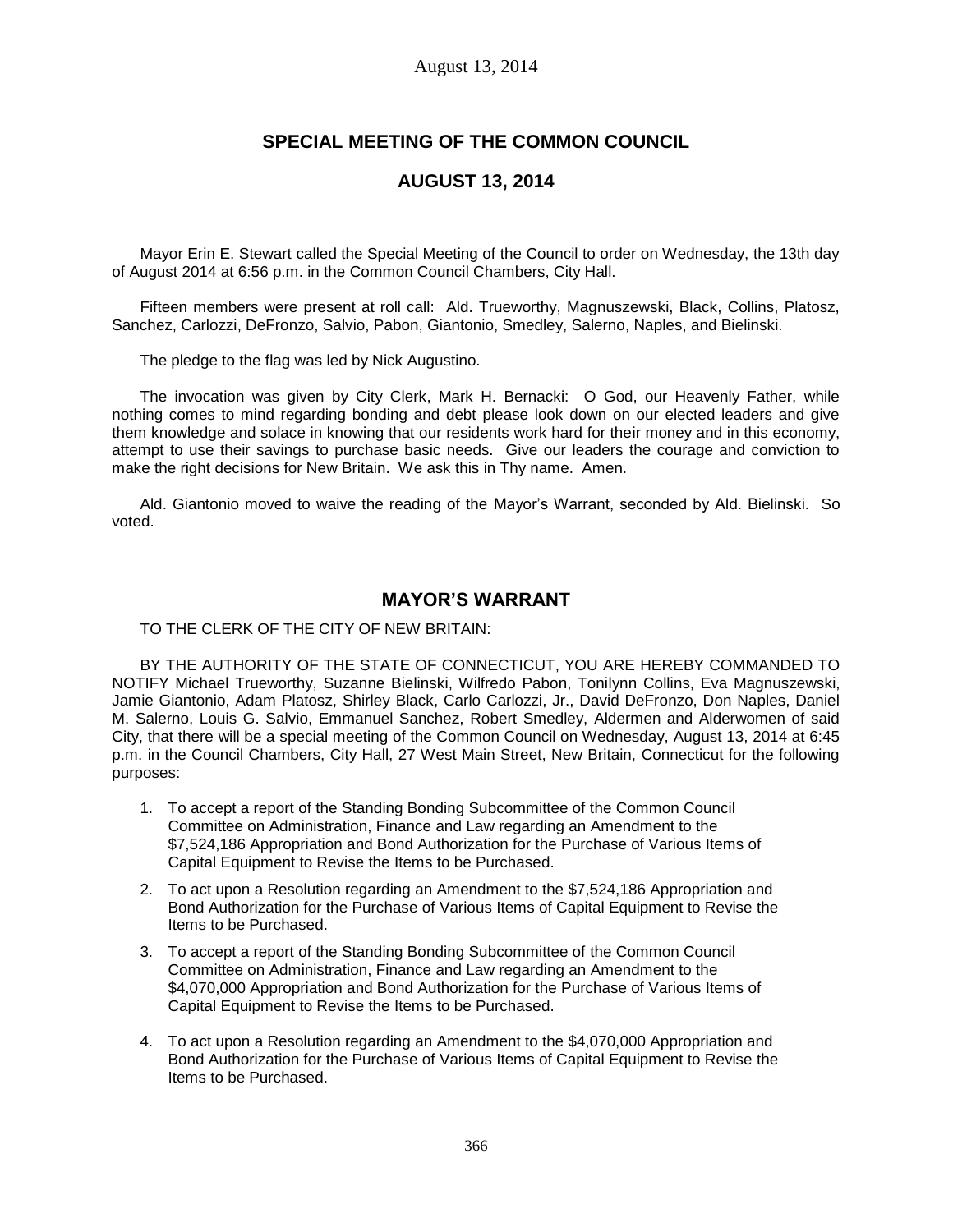# SPECIAL MEETING OF THE COMMON COUNCIL

## AUGUST 13, 2014

Mayor Erin E. Stewart called the Special Meeting of the Council to order on Wednesday, the 13th day of August 2014 at 6:56 p.m. in the Common Council Chambers, City Hall.

Fifteen members were present at roll call: Ald. Trueworthy, Magnuszewski, Black, Collins, Platosz, Sanchez, Carlozzi, DeFronzo, Salvio, Pabon, Giantonio, Smedley, Salerno, Naples, and Bielinski.

The pledge to the flag was led by Nick Augustino.

The invocation was given by City Clerk, Mark H. Bernacki: O God, our Heavenly Father, while nothing comes to mind regarding bonding and debt please look down on our elected leaders and give them knowledge and solace in knowing that our residents work hard for their money and in this economy, attempt to use their savings to purchase basic needs. Give our leaders the courage and conviction to make the right decisions for New Britain. We ask this in Thy name. Amen.

Ald. Giantonio moved to waive the reading of the Mayor's Warrant, seconded by Ald. Bielinski. So voted.

## MAYOR'S WARRANT

TO THE CLERK OF THE CITY OF NEW BRITAIN:

BY THE AUTHORITY OF THE STATE OF CONNECTICUT, YOU ARE HEREBY COMMANDED TO NOTIFY Michael Trueworthy, Suzanne Bielinski, Wilfredo Pabon, Tonilynn Collins, Eva Magnuszewski, Jamie Giantonio, Adam Platosz, Shirley Black, Carlo Carlozzi, Jr., David DeFronzo, Don Naples, Daniel M. Salerno, Louis G. Salvio, Emmanuel Sanchez, Robert Smedley, Aldermen and Alderwomen of said City, that there will be a special meeting of the Common Council on Wednesday, August 13, 2014 at 6:45 p.m. in the Council Chambers, City Hall, 27 West Main Street, New Britain, Connecticut for the following purposes:

1. To accept a report of the Standing Bonding Subcommittee of the Common Council Committee on Administration, Finance and Law regarding an Amendment to the $7,524,186 Appropriation and Bond Authorization for the Purchase of Various Items of Capital Equipment to Revise the Items to be Purchased.
2. To act upon a Resolution regarding an Amendment to the $7,524,186 Appropriation and Bond Authorization for the Purchase of Various Items of Capital Equipment to Revise the Items to be Purchased.
3. To accept a report of the Standing Bonding Subcommittee of the Common Council Committee on Administration, Finance and Law regarding an Amendment to the $4,070,000 Appropriation and Bond Authorization for the Purchase of Various Items of Capital Equipment to Revise the Items to be Purchased.
4. To act upon a Resolution regarding an Amendment to the $4,070,000 Appropriation and Bond Authorization for the Purchase of Various Items of Capital Equipment to Revise the Items to be Purchased.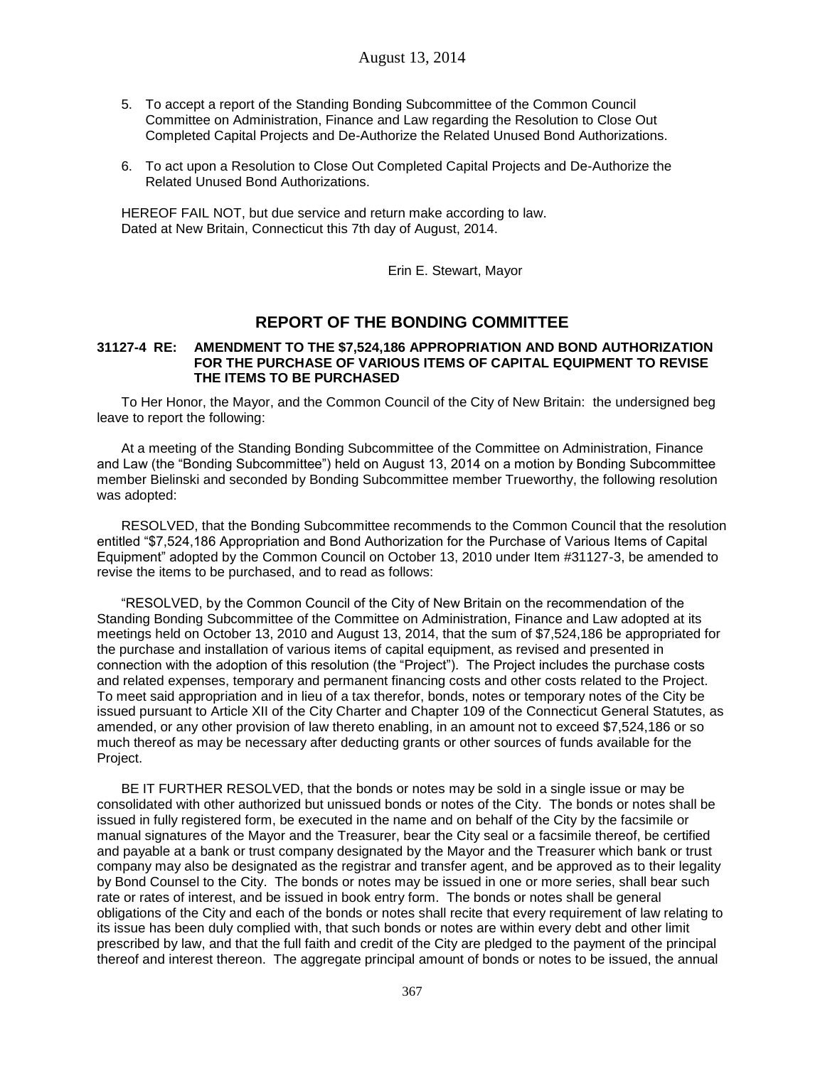5. To accept a report of the Standing Bonding Subcommittee of the Common Council Committee on Administration, Finance and Law regarding the Resolution to Close Out Completed Capital Projects and De-Authorize the Related Unused Bond Authorizations.

6. To act upon a Resolution to Close Out Completed Capital Projects and De-Authorize the Related Unused Bond Authorizations.

HEREOF FAIL NOT, but due service and return make according to law.
Dated at New Britain, Connecticut this 7th day of August, 2014.

Erin E. Stewart, Mayor

## REPORT OF THE BONDING COMMITTEE

**31127-4 RE: AMENDMENT TO THE $7,524,186 APPROPRIATION AND BOND AUTHORIZATION FOR THE PURCHASE OF VARIOUS ITEMS OF CAPITAL EQUIPMENT TO REVISE THE ITEMS TO BE PURCHASED**

To Her Honor, the Mayor, and the Common Council of the City of New Britain: the undersigned beg leave to report the following:

At a meeting of the Standing Bonding Subcommittee of the Committee on Administration, Finance and Law (the "Bonding Subcommittee") held on August 13, 2014 on a motion by Bonding Subcommittee member Bielinski and seconded by Bonding Subcommittee member Trueworthy, the following resolution was adopted:

RESOLVED, that the Bonding Subcommittee recommends to the Common Council that the resolution entitled "$7,524,186 Appropriation and Bond Authorization for the Purchase of Various Items of Capital Equipment" adopted by the Common Council on October 13, 2010 under Item #31127-3, be amended to revise the items to be purchased, and to read as follows:

"RESOLVED, by the Common Council of the City of New Britain on the recommendation of the Standing Bonding Subcommittee of the Committee on Administration, Finance and Law adopted at its meetings held on October 13, 2010 and August 13, 2014, that the sum of $7,524,186 be appropriated for the purchase and installation of various items of capital equipment, as revised and presented in connection with the adoption of this resolution (the "Project"). The Project includes the purchase costs and related expenses, temporary and permanent financing costs and other costs related to the Project. To meet said appropriation and in lieu of a tax therefor, bonds, notes or temporary notes of the City be issued pursuant to Article XII of the City Charter and Chapter 109 of the Connecticut General Statutes, as amended, or any other provision of law thereto enabling, in an amount not to exceed $7,524,186 or so much thereof as may be necessary after deducting grants or other sources of funds available for the Project.

BE IT FURTHER RESOLVED, that the bonds or notes may be sold in a single issue or may be consolidated with other authorized but unissued bonds or notes of the City. The bonds or notes shall be issued in fully registered form, be executed in the name and on behalf of the City by the facsimile or manual signatures of the Mayor and the Treasurer, bear the City seal or a facsimile thereof, be certified and payable at a bank or trust company designated by the Mayor and the Treasurer which bank or trust company may also be designated as the registrar and transfer agent, and be approved as to their legality by Bond Counsel to the City. The bonds or notes may be issued in one or more series, shall bear such rate or rates of interest, and be issued in book entry form. The bonds or notes shall be general obligations of the City and each of the bonds or notes shall recite that every requirement of law relating to its issue has been duly complied with, that such bonds or notes are within every debt and other limit prescribed by law, and that the full faith and credit of the City are pledged to the payment of the principal thereof and interest thereon. The aggregate principal amount of bonds or notes to be issued, the annual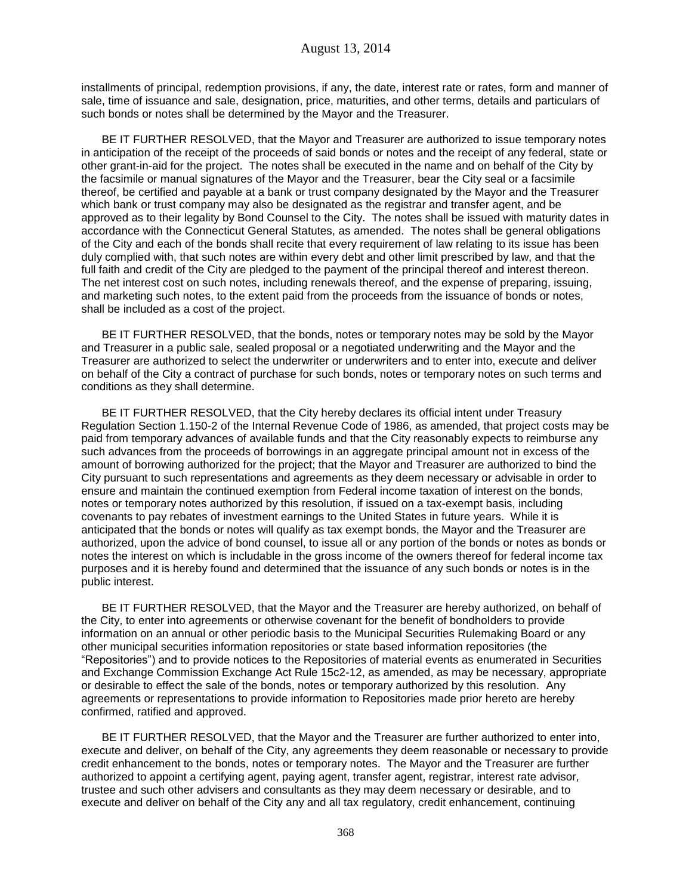installments of principal, redemption provisions, if any, the date, interest rate or rates, form and manner of sale, time of issuance and sale, designation, price, maturities, and other terms, details and particulars of such bonds or notes shall be determined by the Mayor and the Treasurer.

BE IT FURTHER RESOLVED, that the Mayor and Treasurer are authorized to issue temporary notes in anticipation of the receipt of the proceeds of said bonds or notes and the receipt of any federal, state or other grant-in-aid for the project. The notes shall be executed in the name and on behalf of the City by the facsimile or manual signatures of the Mayor and the Treasurer, bear the City seal or a facsimile thereof, be certified and payable at a bank or trust company designated by the Mayor and the Treasurer which bank or trust company may also be designated as the registrar and transfer agent, and be approved as to their legality by Bond Counsel to the City. The notes shall be issued with maturity dates in accordance with the Connecticut General Statutes, as amended. The notes shall be general obligations of the City and each of the bonds shall recite that every requirement of law relating to its issue has been duly complied with, that such notes are within every debt and other limit prescribed by law, and that the full faith and credit of the City are pledged to the payment of the principal thereof and interest thereon. The net interest cost on such notes, including renewals thereof, and the expense of preparing, issuing, and marketing such notes, to the extent paid from the proceeds from the issuance of bonds or notes, shall be included as a cost of the project.

BE IT FURTHER RESOLVED, that the bonds, notes or temporary notes may be sold by the Mayor and Treasurer in a public sale, sealed proposal or a negotiated underwriting and the Mayor and the Treasurer are authorized to select the underwriter or underwriters and to enter into, execute and deliver on behalf of the City a contract of purchase for such bonds, notes or temporary notes on such terms and conditions as they shall determine.

BE IT FURTHER RESOLVED, that the City hereby declares its official intent under Treasury Regulation Section 1.150-2 of the Internal Revenue Code of 1986, as amended, that project costs may be paid from temporary advances of available funds and that the City reasonably expects to reimburse any such advances from the proceeds of borrowings in an aggregate principal amount not in excess of the amount of borrowing authorized for the project; that the Mayor and Treasurer are authorized to bind the City pursuant to such representations and agreements as they deem necessary or advisable in order to ensure and maintain the continued exemption from Federal income taxation of interest on the bonds, notes or temporary notes authorized by this resolution, if issued on a tax-exempt basis, including covenants to pay rebates of investment earnings to the United States in future years. While it is anticipated that the bonds or notes will qualify as tax exempt bonds, the Mayor and the Treasurer are authorized, upon the advice of bond counsel, to issue all or any portion of the bonds or notes as bonds or notes the interest on which is includable in the gross income of the owners thereof for federal income tax purposes and it is hereby found and determined that the issuance of any such bonds or notes is in the public interest.

BE IT FURTHER RESOLVED, that the Mayor and the Treasurer are hereby authorized, on behalf of the City, to enter into agreements or otherwise covenant for the benefit of bondholders to provide information on an annual or other periodic basis to the Municipal Securities Rulemaking Board or any other municipal securities information repositories or state based information repositories (the "Repositories") and to provide notices to the Repositories of material events as enumerated in Securities and Exchange Commission Exchange Act Rule 15c2-12, as amended, as may be necessary, appropriate or desirable to effect the sale of the bonds, notes or temporary authorized by this resolution. Any agreements or representations to provide information to Repositories made prior hereto are hereby confirmed, ratified and approved.

BE IT FURTHER RESOLVED, that the Mayor and the Treasurer are further authorized to enter into, execute and deliver, on behalf of the City, any agreements they deem reasonable or necessary to provide credit enhancement to the bonds, notes or temporary notes. The Mayor and the Treasurer are further authorized to appoint a certifying agent, paying agent, transfer agent, registrar, interest rate advisor, trustee and such other advisers and consultants as they may deem necessary or desirable, and to execute and deliver on behalf of the City any and all tax regulatory, credit enhancement, continuing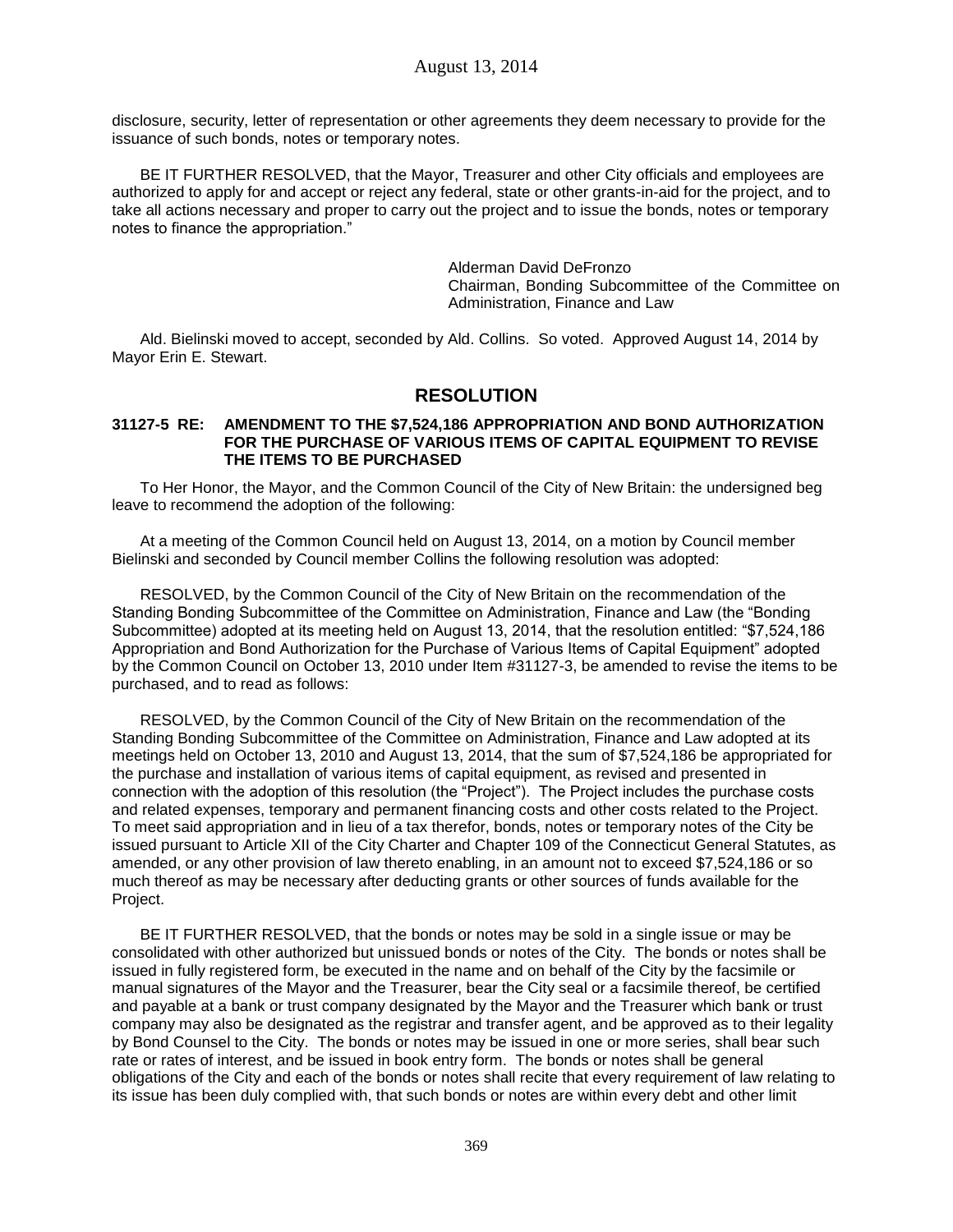disclosure, security, letter of representation or other agreements they deem necessary to provide for the issuance of such bonds, notes or temporary notes.

BE IT FURTHER RESOLVED, that the Mayor, Treasurer and other City officials and employees are authorized to apply for and accept or reject any federal, state or other grants-in-aid for the project, and to take all actions necessary and proper to carry out the project and to issue the bonds, notes or temporary notes to finance the appropriation."

Alderman David DeFronzo
Chairman, Bonding Subcommittee of the Committee on Administration, Finance and Law

Ald. Bielinski moved to accept, seconded by Ald. Collins. So voted. Approved August 14, 2014 by Mayor Erin E. Stewart.

## RESOLUTION

**31127-5 RE: AMENDMENT TO THE $7,524,186 APPROPRIATION AND BOND AUTHORIZATION FOR THE PURCHASE OF VARIOUS ITEMS OF CAPITAL EQUIPMENT TO REVISE THE ITEMS TO BE PURCHASED**

To Her Honor, the Mayor, and the Common Council of the City of New Britain: the undersigned beg leave to recommend the adoption of the following:

At a meeting of the Common Council held on August 13, 2014, on a motion by Council member Bielinski and seconded by Council member Collins the following resolution was adopted:

RESOLVED, by the Common Council of the City of New Britain on the recommendation of the Standing Bonding Subcommittee of the Committee on Administration, Finance and Law (the "Bonding Subcommittee) adopted at its meeting held on August 13, 2014, that the resolution entitled: "$7,524,186 Appropriation and Bond Authorization for the Purchase of Various Items of Capital Equipment" adopted by the Common Council on October 13, 2010 under Item #31127-3, be amended to revise the items to be purchased, and to read as follows:

RESOLVED, by the Common Council of the City of New Britain on the recommendation of the Standing Bonding Subcommittee of the Committee on Administration, Finance and Law adopted at its meetings held on October 13, 2010 and August 13, 2014, that the sum of $7,524,186 be appropriated for the purchase and installation of various items of capital equipment, as revised and presented in connection with the adoption of this resolution (the "Project"). The Project includes the purchase costs and related expenses, temporary and permanent financing costs and other costs related to the Project. To meet said appropriation and in lieu of a tax therefor, bonds, notes or temporary notes of the City be issued pursuant to Article XII of the City Charter and Chapter 109 of the Connecticut General Statutes, as amended, or any other provision of law thereto enabling, in an amount not to exceed $7,524,186 or so much thereof as may be necessary after deducting grants or other sources of funds available for the Project.

BE IT FURTHER RESOLVED, that the bonds or notes may be sold in a single issue or may be consolidated with other authorized but unissued bonds or notes of the City. The bonds or notes shall be issued in fully registered form, be executed in the name and on behalf of the City by the facsimile or manual signatures of the Mayor and the Treasurer, bear the City seal or a facsimile thereof, be certified and payable at a bank or trust company designated by the Mayor and the Treasurer which bank or trust company may also be designated as the registrar and transfer agent, and be approved as to their legality by Bond Counsel to the City. The bonds or notes may be issued in one or more series, shall bear such rate or rates of interest, and be issued in book entry form. The bonds or notes shall be general obligations of the City and each of the bonds or notes shall recite that every requirement of law relating to its issue has been duly complied with, that such bonds or notes are within every debt and other limit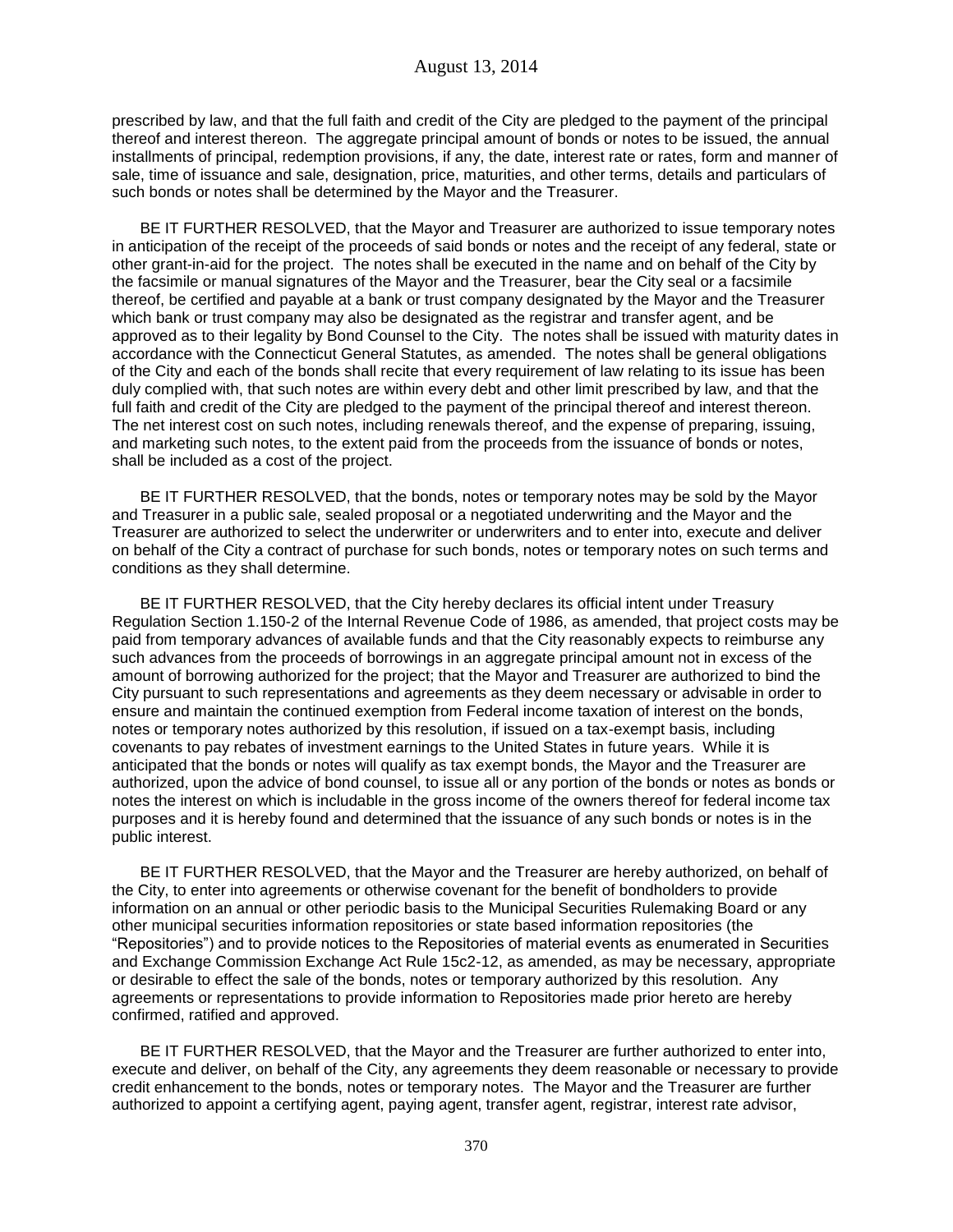prescribed by law, and that the full faith and credit of the City are pledged to the payment of the principal thereof and interest thereon. The aggregate principal amount of bonds or notes to be issued, the annual installments of principal, redemption provisions, if any, the date, interest rate or rates, form and manner of sale, time of issuance and sale, designation, price, maturities, and other terms, details and particulars of such bonds or notes shall be determined by the Mayor and the Treasurer.

BE IT FURTHER RESOLVED, that the Mayor and Treasurer are authorized to issue temporary notes in anticipation of the receipt of the proceeds of said bonds or notes and the receipt of any federal, state or other grant-in-aid for the project. The notes shall be executed in the name and on behalf of the City by the facsimile or manual signatures of the Mayor and the Treasurer, bear the City seal or a facsimile thereof, be certified and payable at a bank or trust company designated by the Mayor and the Treasurer which bank or trust company may also be designated as the registrar and transfer agent, and be approved as to their legality by Bond Counsel to the City. The notes shall be issued with maturity dates in accordance with the Connecticut General Statutes, as amended. The notes shall be general obligations of the City and each of the bonds shall recite that every requirement of law relating to its issue has been duly complied with, that such notes are within every debt and other limit prescribed by law, and that the full faith and credit of the City are pledged to the payment of the principal thereof and interest thereon. The net interest cost on such notes, including renewals thereof, and the expense of preparing, issuing, and marketing such notes, to the extent paid from the proceeds from the issuance of bonds or notes, shall be included as a cost of the project.

BE IT FURTHER RESOLVED, that the bonds, notes or temporary notes may be sold by the Mayor and Treasurer in a public sale, sealed proposal or a negotiated underwriting and the Mayor and the Treasurer are authorized to select the underwriter or underwriters and to enter into, execute and deliver on behalf of the City a contract of purchase for such bonds, notes or temporary notes on such terms and conditions as they shall determine.

BE IT FURTHER RESOLVED, that the City hereby declares its official intent under Treasury Regulation Section 1.150-2 of the Internal Revenue Code of 1986, as amended, that project costs may be paid from temporary advances of available funds and that the City reasonably expects to reimburse any such advances from the proceeds of borrowings in an aggregate principal amount not in excess of the amount of borrowing authorized for the project; that the Mayor and Treasurer are authorized to bind the City pursuant to such representations and agreements as they deem necessary or advisable in order to ensure and maintain the continued exemption from Federal income taxation of interest on the bonds, notes or temporary notes authorized by this resolution, if issued on a tax-exempt basis, including covenants to pay rebates of investment earnings to the United States in future years. While it is anticipated that the bonds or notes will qualify as tax exempt bonds, the Mayor and the Treasurer are authorized, upon the advice of bond counsel, to issue all or any portion of the bonds or notes as bonds or notes the interest on which is includable in the gross income of the owners thereof for federal income tax purposes and it is hereby found and determined that the issuance of any such bonds or notes is in the public interest.

BE IT FURTHER RESOLVED, that the Mayor and the Treasurer are hereby authorized, on behalf of the City, to enter into agreements or otherwise covenant for the benefit of bondholders to provide information on an annual or other periodic basis to the Municipal Securities Rulemaking Board or any other municipal securities information repositories or state based information repositories (the "Repositories") and to provide notices to the Repositories of material events as enumerated in Securities and Exchange Commission Exchange Act Rule 15c2-12, as amended, as may be necessary, appropriate or desirable to effect the sale of the bonds, notes or temporary authorized by this resolution. Any agreements or representations to provide information to Repositories made prior hereto are hereby confirmed, ratified and approved.

BE IT FURTHER RESOLVED, that the Mayor and the Treasurer are further authorized to enter into, execute and deliver, on behalf of the City, any agreements they deem reasonable or necessary to provide credit enhancement to the bonds, notes or temporary notes. The Mayor and the Treasurer are further authorized to appoint a certifying agent, paying agent, transfer agent, registrar, interest rate advisor,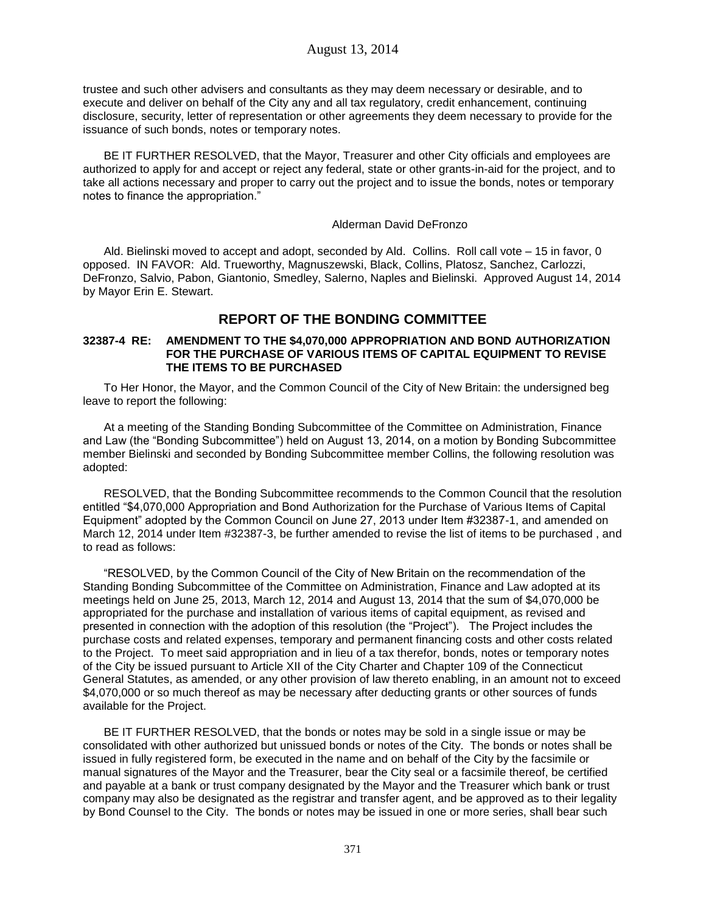trustee and such other advisers and consultants as they may deem necessary or desirable, and to execute and deliver on behalf of the City any and all tax regulatory, credit enhancement, continuing disclosure, security, letter of representation or other agreements they deem necessary to provide for the issuance of such bonds, notes or temporary notes.

BE IT FURTHER RESOLVED, that the Mayor, Treasurer and other City officials and employees are authorized to apply for and accept or reject any federal, state or other grants-in-aid for the project, and to take all actions necessary and proper to carry out the project and to issue the bonds, notes or temporary notes to finance the appropriation."

Alderman David DeFronzo

Ald. Bielinski moved to accept and adopt, seconded by Ald. Collins. Roll call vote – 15 in favor, 0 opposed. IN FAVOR: Ald. Trueworthy, Magnuszewski, Black, Collins, Platosz, Sanchez, Carlozzi, DeFronzo, Salvio, Pabon, Giantonio, Smedley, Salerno, Naples and Bielinski. Approved August 14, 2014 by Mayor Erin E. Stewart.

## REPORT OF THE BONDING COMMITTEE

**32387-4 RE: AMENDMENT TO THE $4,070,000 APPROPRIATION AND BOND AUTHORIZATION FOR THE PURCHASE OF VARIOUS ITEMS OF CAPITAL EQUIPMENT TO REVISE THE ITEMS TO BE PURCHASED**

To Her Honor, the Mayor, and the Common Council of the City of New Britain: the undersigned beg leave to report the following:

At a meeting of the Standing Bonding Subcommittee of the Committee on Administration, Finance and Law (the "Bonding Subcommittee") held on August 13, 2014, on a motion by Bonding Subcommittee member Bielinski and seconded by Bonding Subcommittee member Collins, the following resolution was adopted:

RESOLVED, that the Bonding Subcommittee recommends to the Common Council that the resolution entitled "$4,070,000 Appropriation and Bond Authorization for the Purchase of Various Items of Capital Equipment" adopted by the Common Council on June 27, 2013 under Item #32387-1, and amended on March 12, 2014 under Item #32387-3, be further amended to revise the list of items to be purchased , and to read as follows:

"RESOLVED, by the Common Council of the City of New Britain on the recommendation of the Standing Bonding Subcommittee of the Committee on Administration, Finance and Law adopted at its meetings held on June 25, 2013, March 12, 2014 and August 13, 2014 that the sum of $4,070,000 be appropriated for the purchase and installation of various items of capital equipment, as revised and presented in connection with the adoption of this resolution (the "Project"). The Project includes the purchase costs and related expenses, temporary and permanent financing costs and other costs related to the Project. To meet said appropriation and in lieu of a tax therefor, bonds, notes or temporary notes of the City be issued pursuant to Article XII of the City Charter and Chapter 109 of the Connecticut General Statutes, as amended, or any other provision of law thereto enabling, in an amount not to exceed $4,070,000 or so much thereof as may be necessary after deducting grants or other sources of funds available for the Project.

BE IT FURTHER RESOLVED, that the bonds or notes may be sold in a single issue or may be consolidated with other authorized but unissued bonds or notes of the City. The bonds or notes shall be issued in fully registered form, be executed in the name and on behalf of the City by the facsimile or manual signatures of the Mayor and the Treasurer, bear the City seal or a facsimile thereof, be certified and payable at a bank or trust company designated by the Mayor and the Treasurer which bank or trust company may also be designated as the registrar and transfer agent, and be approved as to their legality by Bond Counsel to the City. The bonds or notes may be issued in one or more series, shall bear such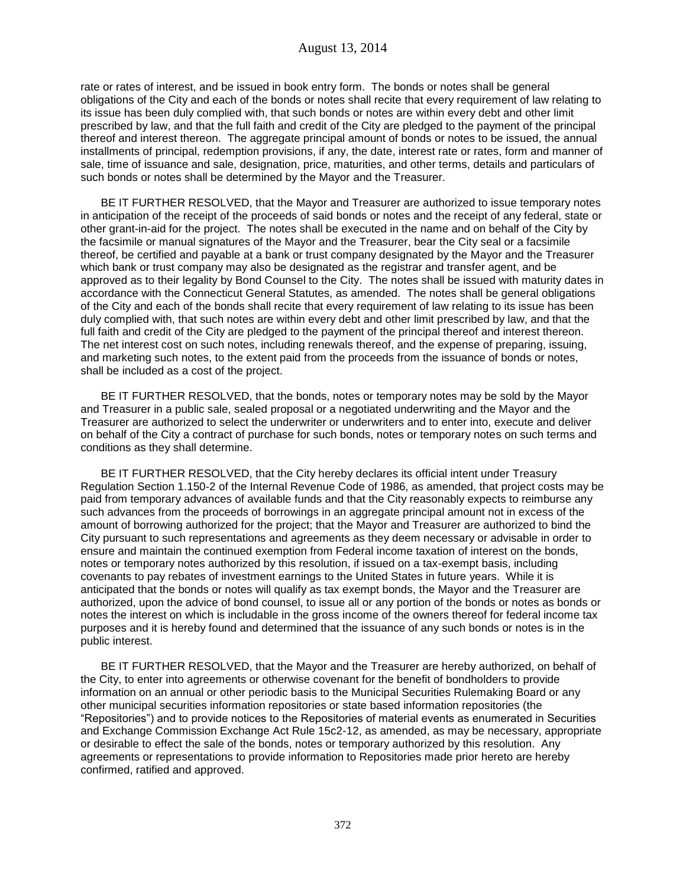rate or rates of interest, and be issued in book entry form. The bonds or notes shall be general obligations of the City and each of the bonds or notes shall recite that every requirement of law relating to its issue has been duly complied with, that such bonds or notes are within every debt and other limit prescribed by law, and that the full faith and credit of the City are pledged to the payment of the principal thereof and interest thereon. The aggregate principal amount of bonds or notes to be issued, the annual installments of principal, redemption provisions, if any, the date, interest rate or rates, form and manner of sale, time of issuance and sale, designation, price, maturities, and other terms, details and particulars of such bonds or notes shall be determined by the Mayor and the Treasurer.

BE IT FURTHER RESOLVED, that the Mayor and Treasurer are authorized to issue temporary notes in anticipation of the receipt of the proceeds of said bonds or notes and the receipt of any federal, state or other grant-in-aid for the project. The notes shall be executed in the name and on behalf of the City by the facsimile or manual signatures of the Mayor and the Treasurer, bear the City seal or a facsimile thereof, be certified and payable at a bank or trust company designated by the Mayor and the Treasurer which bank or trust company may also be designated as the registrar and transfer agent, and be approved as to their legality by Bond Counsel to the City. The notes shall be issued with maturity dates in accordance with the Connecticut General Statutes, as amended. The notes shall be general obligations of the City and each of the bonds shall recite that every requirement of law relating to its issue has been duly complied with, that such notes are within every debt and other limit prescribed by law, and that the full faith and credit of the City are pledged to the payment of the principal thereof and interest thereon. The net interest cost on such notes, including renewals thereof, and the expense of preparing, issuing, and marketing such notes, to the extent paid from the proceeds from the issuance of bonds or notes, shall be included as a cost of the project.

BE IT FURTHER RESOLVED, that the bonds, notes or temporary notes may be sold by the Mayor and Treasurer in a public sale, sealed proposal or a negotiated underwriting and the Mayor and the Treasurer are authorized to select the underwriter or underwriters and to enter into, execute and deliver on behalf of the City a contract of purchase for such bonds, notes or temporary notes on such terms and conditions as they shall determine.

BE IT FURTHER RESOLVED, that the City hereby declares its official intent under Treasury Regulation Section 1.150-2 of the Internal Revenue Code of 1986, as amended, that project costs may be paid from temporary advances of available funds and that the City reasonably expects to reimburse any such advances from the proceeds of borrowings in an aggregate principal amount not in excess of the amount of borrowing authorized for the project; that the Mayor and Treasurer are authorized to bind the City pursuant to such representations and agreements as they deem necessary or advisable in order to ensure and maintain the continued exemption from Federal income taxation of interest on the bonds, notes or temporary notes authorized by this resolution, if issued on a tax-exempt basis, including covenants to pay rebates of investment earnings to the United States in future years. While it is anticipated that the bonds or notes will qualify as tax exempt bonds, the Mayor and the Treasurer are authorized, upon the advice of bond counsel, to issue all or any portion of the bonds or notes as bonds or notes the interest on which is includable in the gross income of the owners thereof for federal income tax purposes and it is hereby found and determined that the issuance of any such bonds or notes is in the public interest.

BE IT FURTHER RESOLVED, that the Mayor and the Treasurer are hereby authorized, on behalf of the City, to enter into agreements or otherwise covenant for the benefit of bondholders to provide information on an annual or other periodic basis to the Municipal Securities Rulemaking Board or any other municipal securities information repositories or state based information repositories (the "Repositories") and to provide notices to the Repositories of material events as enumerated in Securities and Exchange Commission Exchange Act Rule 15c2-12, as amended, as may be necessary, appropriate or desirable to effect the sale of the bonds, notes or temporary authorized by this resolution. Any agreements or representations to provide information to Repositories made prior hereto are hereby confirmed, ratified and approved.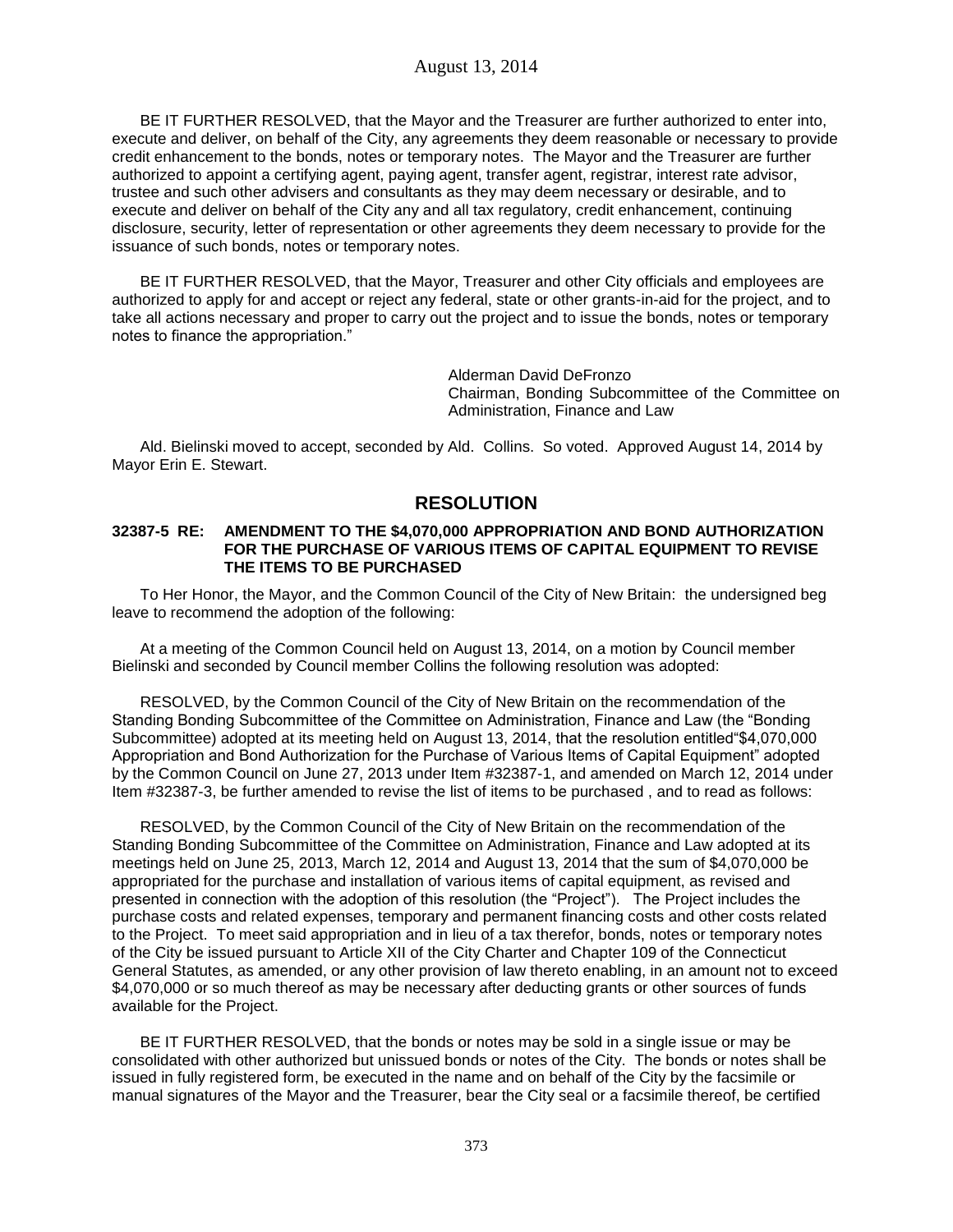BE IT FURTHER RESOLVED, that the Mayor and the Treasurer are further authorized to enter into, execute and deliver, on behalf of the City, any agreements they deem reasonable or necessary to provide credit enhancement to the bonds, notes or temporary notes. The Mayor and the Treasurer are further authorized to appoint a certifying agent, paying agent, transfer agent, registrar, interest rate advisor, trustee and such other advisers and consultants as they may deem necessary or desirable, and to execute and deliver on behalf of the City any and all tax regulatory, credit enhancement, continuing disclosure, security, letter of representation or other agreements they deem necessary to provide for the issuance of such bonds, notes or temporary notes.

BE IT FURTHER RESOLVED, that the Mayor, Treasurer and other City officials and employees are authorized to apply for and accept or reject any federal, state or other grants-in-aid for the project, and to take all actions necessary and proper to carry out the project and to issue the bonds, notes or temporary notes to finance the appropriation."

Alderman David DeFronzo
Chairman, Bonding Subcommittee of the Committee on Administration, Finance and Law

Ald. Bielinski moved to accept, seconded by Ald. Collins. So voted. Approved August 14, 2014 by Mayor Erin E. Stewart.

## RESOLUTION

**32387-5 RE: AMENDMENT TO THE $4,070,000 APPROPRIATION AND BOND AUTHORIZATION FOR THE PURCHASE OF VARIOUS ITEMS OF CAPITAL EQUIPMENT TO REVISE THE ITEMS TO BE PURCHASED**

To Her Honor, the Mayor, and the Common Council of the City of New Britain: the undersigned beg leave to recommend the adoption of the following:

At a meeting of the Common Council held on August 13, 2014, on a motion by Council member Bielinski and seconded by Council member Collins the following resolution was adopted:

RESOLVED, by the Common Council of the City of New Britain on the recommendation of the Standing Bonding Subcommittee of the Committee on Administration, Finance and Law (the "Bonding Subcommittee) adopted at its meeting held on August 13, 2014, that the resolution entitled"$4,070,000 Appropriation and Bond Authorization for the Purchase of Various Items of Capital Equipment" adopted by the Common Council on June 27, 2013 under Item #32387-1, and amended on March 12, 2014 under Item #32387-3, be further amended to revise the list of items to be purchased , and to read as follows:

RESOLVED, by the Common Council of the City of New Britain on the recommendation of the Standing Bonding Subcommittee of the Committee on Administration, Finance and Law adopted at its meetings held on June 25, 2013, March 12, 2014 and August 13, 2014 that the sum of $4,070,000 be appropriated for the purchase and installation of various items of capital equipment, as revised and presented in connection with the adoption of this resolution (the "Project"). The Project includes the purchase costs and related expenses, temporary and permanent financing costs and other costs related to the Project. To meet said appropriation and in lieu of a tax therefor, bonds, notes or temporary notes of the City be issued pursuant to Article XII of the City Charter and Chapter 109 of the Connecticut General Statutes, as amended, or any other provision of law thereto enabling, in an amount not to exceed $4,070,000 or so much thereof as may be necessary after deducting grants or other sources of funds available for the Project.

BE IT FURTHER RESOLVED, that the bonds or notes may be sold in a single issue or may be consolidated with other authorized but unissued bonds or notes of the City. The bonds or notes shall be issued in fully registered form, be executed in the name and on behalf of the City by the facsimile or manual signatures of the Mayor and the Treasurer, bear the City seal or a facsimile thereof, be certified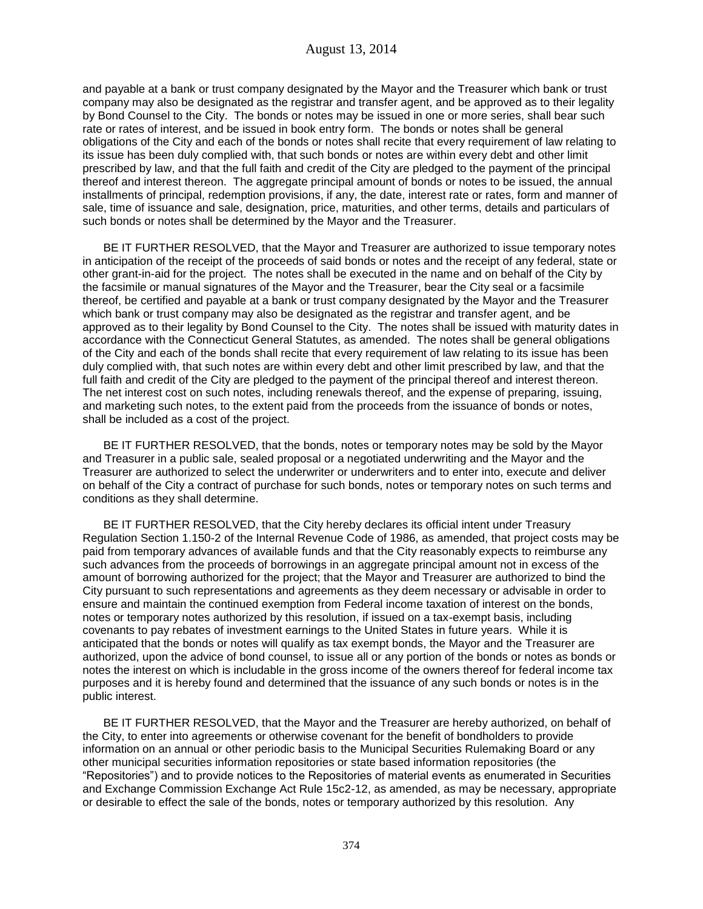and payable at a bank or trust company designated by the Mayor and the Treasurer which bank or trust company may also be designated as the registrar and transfer agent, and be approved as to their legality by Bond Counsel to the City. The bonds or notes may be issued in one or more series, shall bear such rate or rates of interest, and be issued in book entry form. The bonds or notes shall be general obligations of the City and each of the bonds or notes shall recite that every requirement of law relating to its issue has been duly complied with, that such bonds or notes are within every debt and other limit prescribed by law, and that the full faith and credit of the City are pledged to the payment of the principal thereof and interest thereon. The aggregate principal amount of bonds or notes to be issued, the annual installments of principal, redemption provisions, if any, the date, interest rate or rates, form and manner of sale, time of issuance and sale, designation, price, maturities, and other terms, details and particulars of such bonds or notes shall be determined by the Mayor and the Treasurer.

BE IT FURTHER RESOLVED, that the Mayor and Treasurer are authorized to issue temporary notes in anticipation of the receipt of the proceeds of said bonds or notes and the receipt of any federal, state or other grant-in-aid for the project. The notes shall be executed in the name and on behalf of the City by the facsimile or manual signatures of the Mayor and the Treasurer, bear the City seal or a facsimile thereof, be certified and payable at a bank or trust company designated by the Mayor and the Treasurer which bank or trust company may also be designated as the registrar and transfer agent, and be approved as to their legality by Bond Counsel to the City. The notes shall be issued with maturity dates in accordance with the Connecticut General Statutes, as amended. The notes shall be general obligations of the City and each of the bonds shall recite that every requirement of law relating to its issue has been duly complied with, that such notes are within every debt and other limit prescribed by law, and that the full faith and credit of the City are pledged to the payment of the principal thereof and interest thereon. The net interest cost on such notes, including renewals thereof, and the expense of preparing, issuing, and marketing such notes, to the extent paid from the proceeds from the issuance of bonds or notes, shall be included as a cost of the project.

BE IT FURTHER RESOLVED, that the bonds, notes or temporary notes may be sold by the Mayor and Treasurer in a public sale, sealed proposal or a negotiated underwriting and the Mayor and the Treasurer are authorized to select the underwriter or underwriters and to enter into, execute and deliver on behalf of the City a contract of purchase for such bonds, notes or temporary notes on such terms and conditions as they shall determine.

BE IT FURTHER RESOLVED, that the City hereby declares its official intent under Treasury Regulation Section 1.150-2 of the Internal Revenue Code of 1986, as amended, that project costs may be paid from temporary advances of available funds and that the City reasonably expects to reimburse any such advances from the proceeds of borrowings in an aggregate principal amount not in excess of the amount of borrowing authorized for the project; that the Mayor and Treasurer are authorized to bind the City pursuant to such representations and agreements as they deem necessary or advisable in order to ensure and maintain the continued exemption from Federal income taxation of interest on the bonds, notes or temporary notes authorized by this resolution, if issued on a tax-exempt basis, including covenants to pay rebates of investment earnings to the United States in future years. While it is anticipated that the bonds or notes will qualify as tax exempt bonds, the Mayor and the Treasurer are authorized, upon the advice of bond counsel, to issue all or any portion of the bonds or notes as bonds or notes the interest on which is includable in the gross income of the owners thereof for federal income tax purposes and it is hereby found and determined that the issuance of any such bonds or notes is in the public interest.

BE IT FURTHER RESOLVED, that the Mayor and the Treasurer are hereby authorized, on behalf of the City, to enter into agreements or otherwise covenant for the benefit of bondholders to provide information on an annual or other periodic basis to the Municipal Securities Rulemaking Board or any other municipal securities information repositories or state based information repositories (the "Repositories") and to provide notices to the Repositories of material events as enumerated in Securities and Exchange Commission Exchange Act Rule 15c2-12, as amended, as may be necessary, appropriate or desirable to effect the sale of the bonds, notes or temporary authorized by this resolution. Any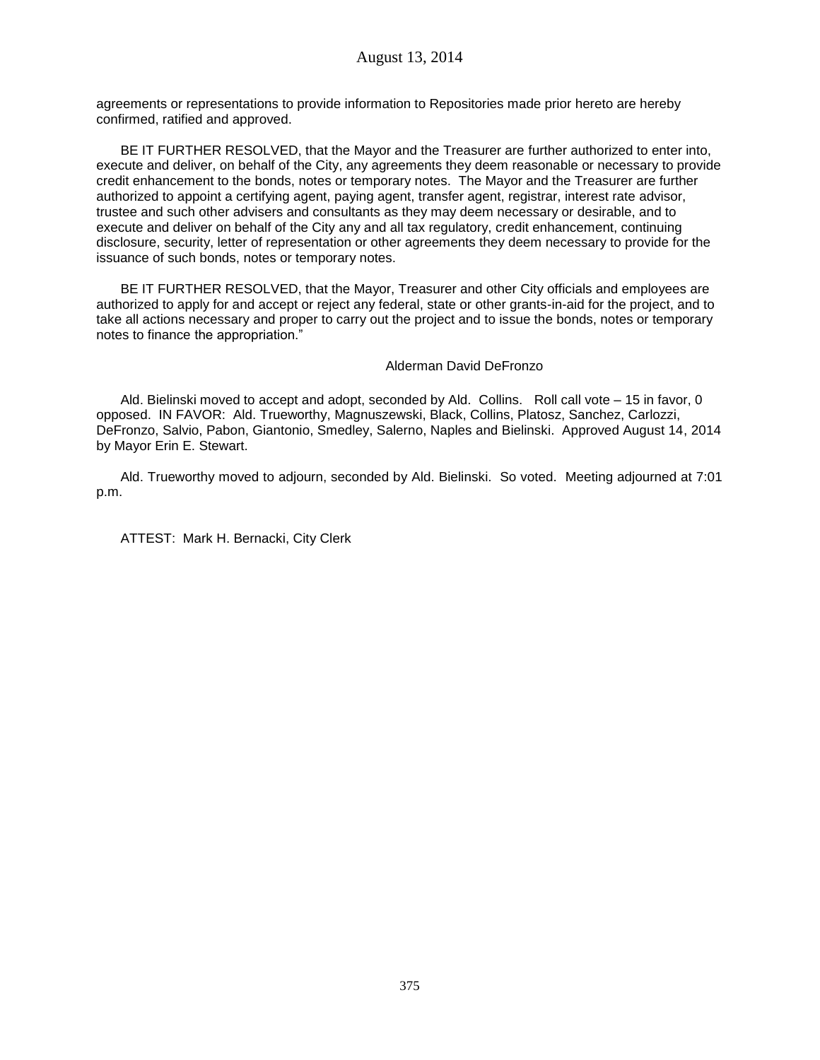agreements or representations to provide information to Repositories made prior hereto are hereby confirmed, ratified and approved.

BE IT FURTHER RESOLVED, that the Mayor and the Treasurer are further authorized to enter into, execute and deliver, on behalf of the City, any agreements they deem reasonable or necessary to provide credit enhancement to the bonds, notes or temporary notes. The Mayor and the Treasurer are further authorized to appoint a certifying agent, paying agent, transfer agent, registrar, interest rate advisor, trustee and such other advisers and consultants as they may deem necessary or desirable, and to execute and deliver on behalf of the City any and all tax regulatory, credit enhancement, continuing disclosure, security, letter of representation or other agreements they deem necessary to provide for the issuance of such bonds, notes or temporary notes.

BE IT FURTHER RESOLVED, that the Mayor, Treasurer and other City officials and employees are authorized to apply for and accept or reject any federal, state or other grants-in-aid for the project, and to take all actions necessary and proper to carry out the project and to issue the bonds, notes or temporary notes to finance the appropriation."

Alderman David DeFronzo

Ald. Bielinski moved to accept and adopt, seconded by Ald. Collins. Roll call vote – 15 in favor, 0 opposed. IN FAVOR: Ald. Trueworthy, Magnuszewski, Black, Collins, Platosz, Sanchez, Carlozzi, DeFronzo, Salvio, Pabon, Giantonio, Smedley, Salerno, Naples and Bielinski. Approved August 14, 2014 by Mayor Erin E. Stewart.

Ald. Trueworthy moved to adjourn, seconded by Ald. Bielinski. So voted. Meeting adjourned at 7:01 p.m.

ATTEST: Mark H. Bernacki, City Clerk